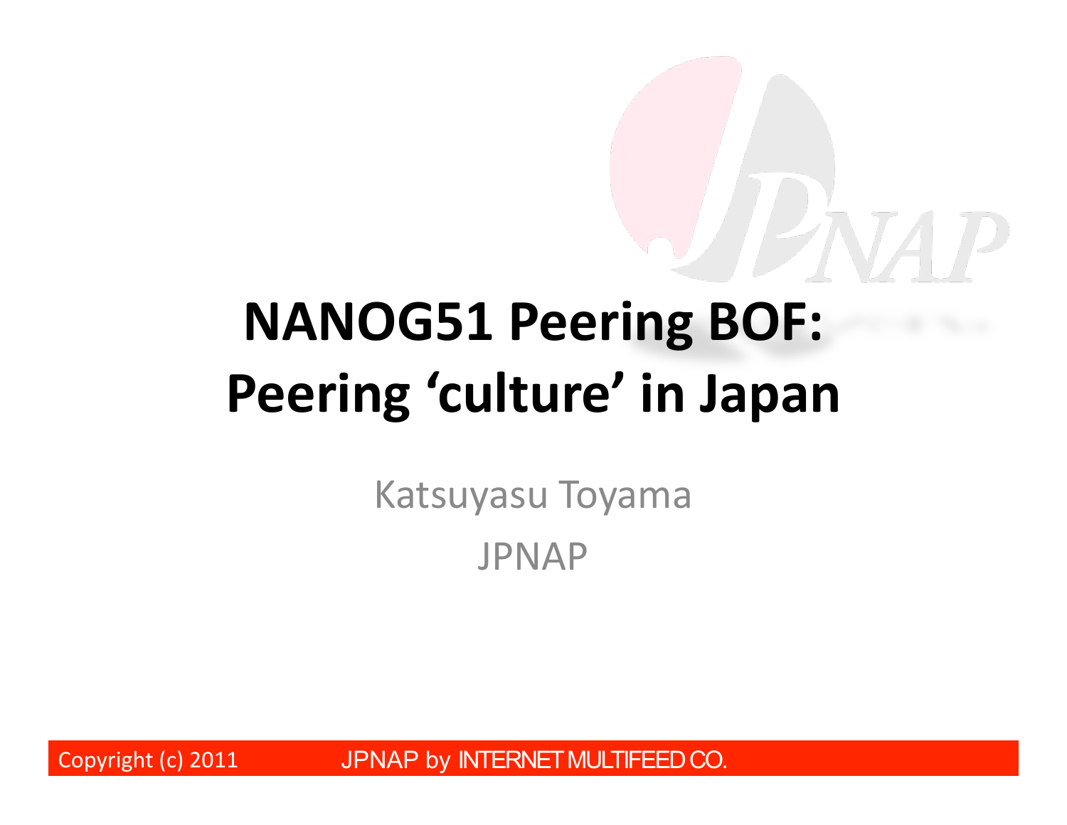# NANOG51 Peering BOF: Peering 'culture' in Japan

Katsuyasu Toyama

JPNAP

Copyright (c) 2011 JPNAP by INTERNET MULTIFEED CO.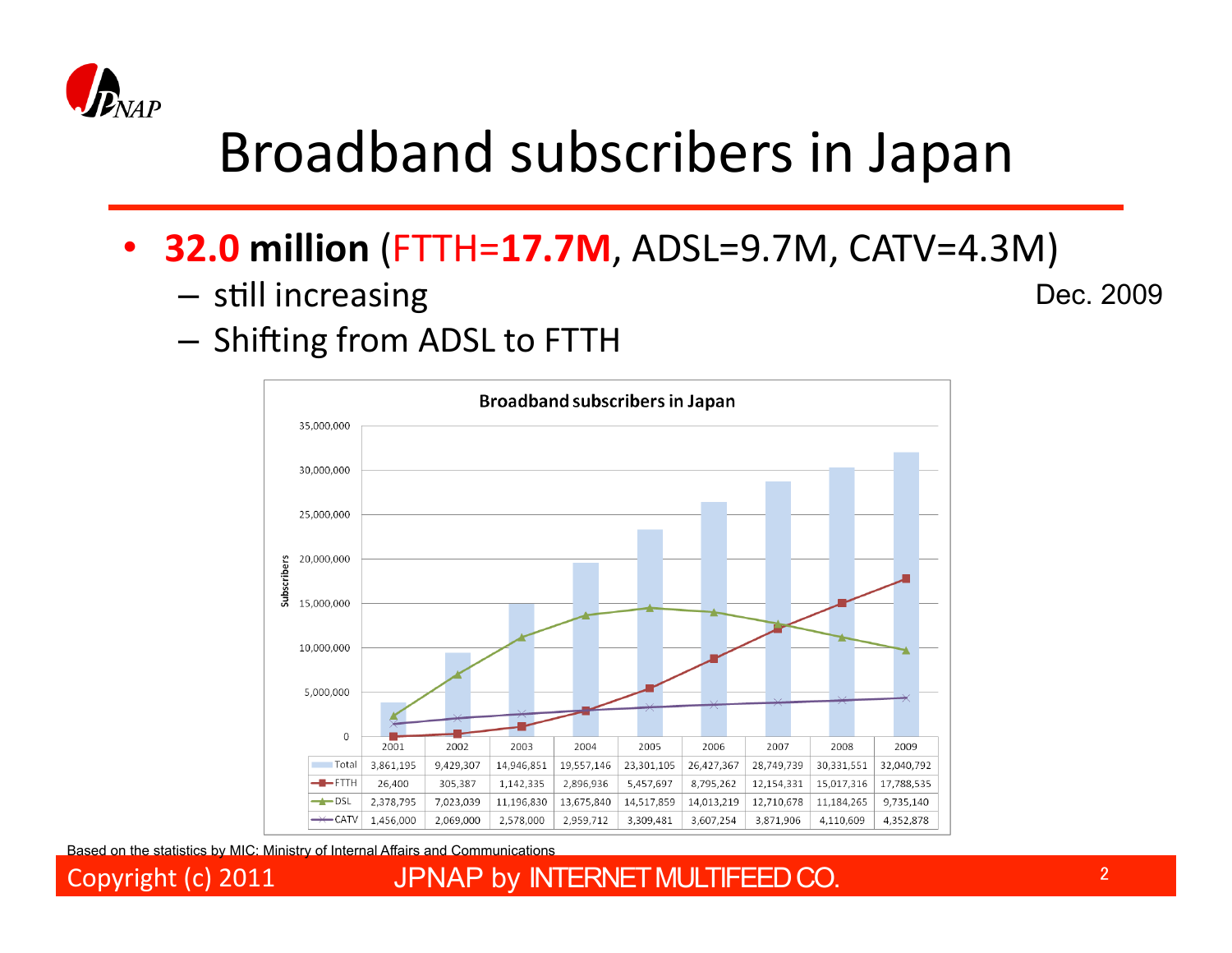# Broadband subscribers in Japan

- **32.0 million** (FTTH=**17.7M**, ADSL=9.7M, CATV=4.3M)
  - still increasing
  - Shifting from ADSL to FTTH

Dec. 2009

**Broadband subscribers in Japan**

| | 2001 | 2002 | 2003 | 2004 | 2005 | 2006 | 2007 | 2008 | 2009 |
|---|---|---|---|---|---|---|---|---|---|
| Total | 3,861,195 | 9,429,307 | 14,946,851 | 19,557,146 | 23,301,105 | 26,427,367 | 28,749,739 | 30,331,551 | 32,040,792 |
| FTTH | 26,400 | 305,387 | 1,142,335 | 2,896,936 | 5,457,697 | 8,795,262 | 12,154,331 | 15,017,316 | 17,788,535 |
| DSL | 2,378,795 | 7,023,039 | 11,196,830 | 13,675,840 | 14,517,859 | 14,013,219 | 12,710,678 | 11,184,265 | 9,735,140 |
| CATV | 1,456,000 | 2,069,000 | 2,578,000 | 2,959,712 | 3,309,481 | 3,607,254 | 3,871,906 | 4,110,609 | 4,352,878 |

Based on the statistics by MIC: Ministry of Internal Affairs and Communications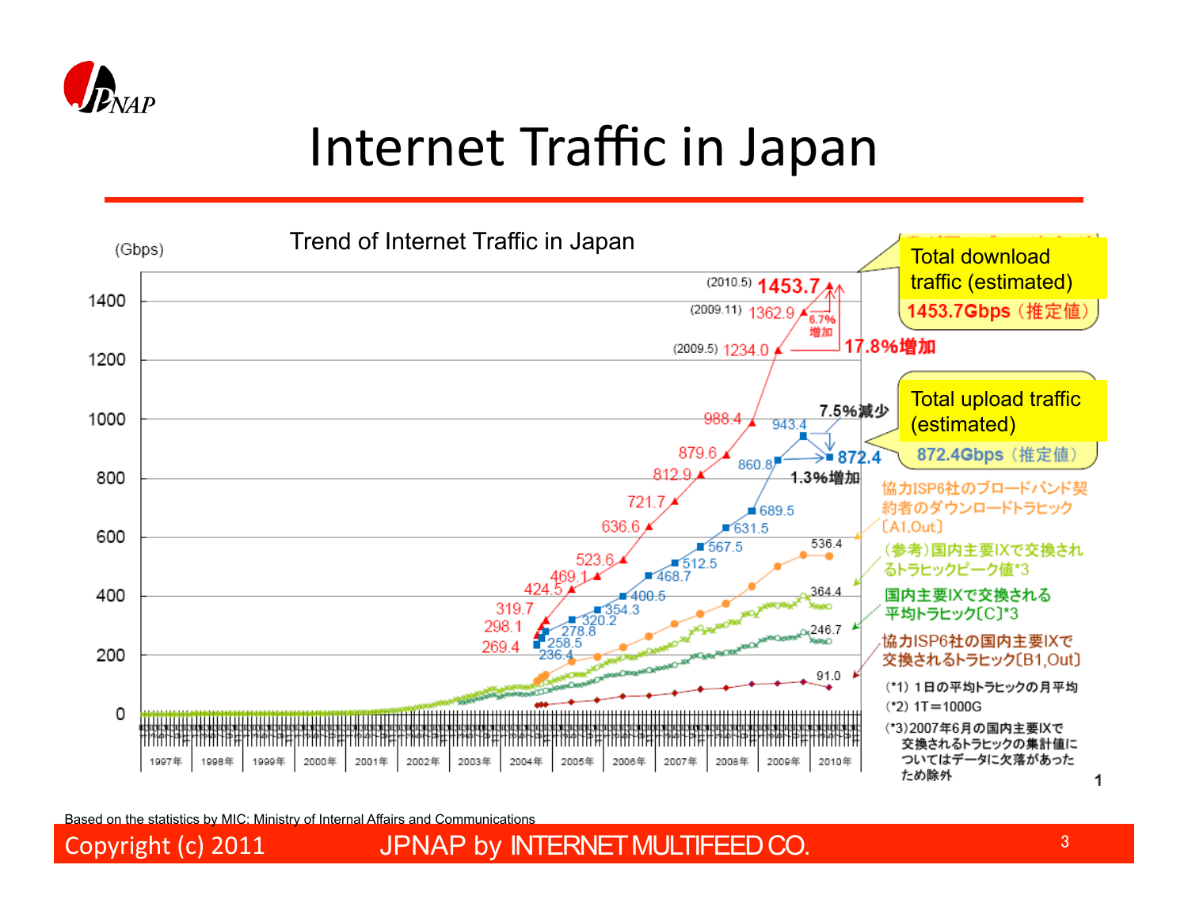# Internet Traffic in Japan

Trend of Internet Traffic in Japan

(Gbps)

Total download traffic (estimated)

1453.7Gbps（推定値）

Total upload traffic (estimated)

872.4Gbps（推定値）

(2010.5) 1453.7

(2009.11) 1362.9

6.7%増加

(2009.5) 1234.0

17.8%増加

7.5%減少

1.3%増加

協力ISP6社のブロードバンド契約者のダウンロードトラヒック〔A1,Out〕

(参考)国内主要IXで交換されるトラヒックピーク値*3

国内主要IXで交換される平均トラヒック〔C〕*3

協力ISP6社の国内主要IXで交換されるトラヒック〔B1,Out〕

(*1) 1日の平均トラヒックの月平均

(*2) 1T＝1000G

(*3)2007年6月の国内主要IXで交換されるトラヒックの集計値についてはデータに欠落があったため除外

Based on the statistics by MIC: Ministry of Internal Affairs and Communications

Copyright (c) 2011 JPNAP by INTERNET MULTIFEED CO.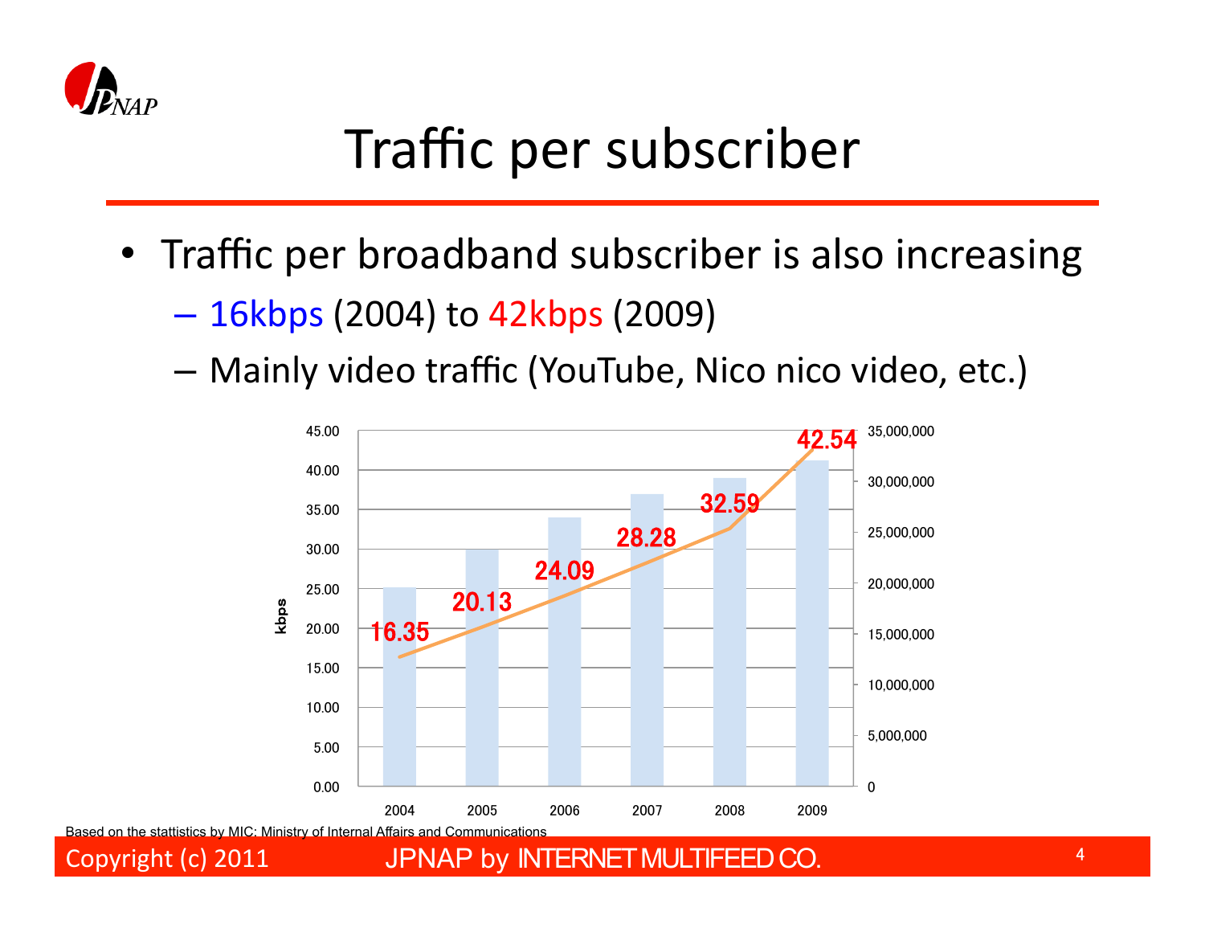# Traffic per subscriber

- Traffic per broadband subscriber is also increasing
  - 16kbps (2004) to 42kbps (2009)
  - Mainly video traffic (YouTube, Nico nico video, etc.)

| Year | kbps |
|---|---|
| 2004 | 16.35 |
| 2005 | 20.13 |
| 2006 | 24.09 |
| 2007 | 28.28 |
| 2008 | 32.59 |
| 2009 | 42.54 |

Based on the stattistics by MIC: Ministry of Internal Affairs and Communications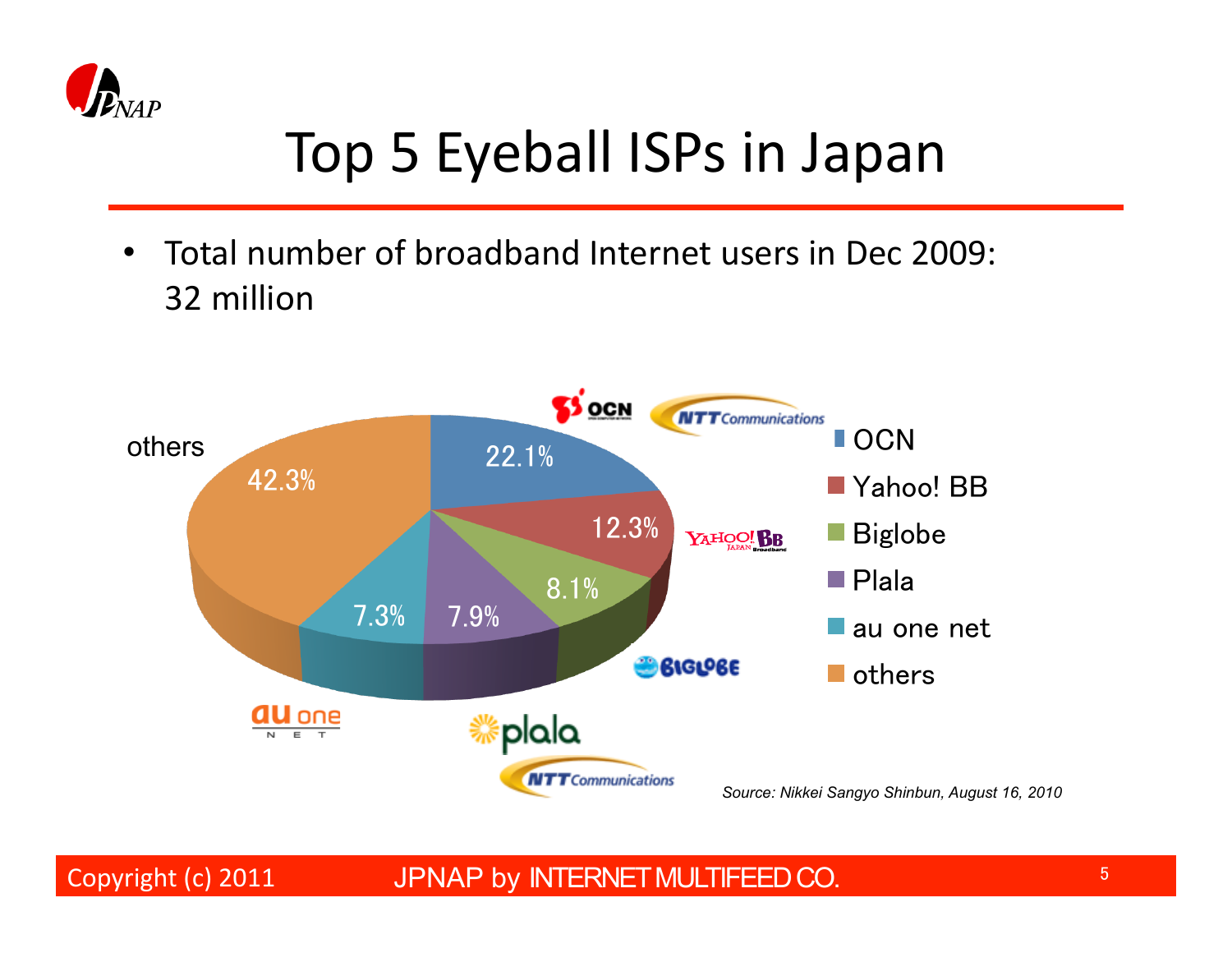# Top 5 Eyeball ISPs in Japan

- Total number of broadband Internet users in Dec 2009: 32 million

| ISP | Share |
|---|---|
| OCN | 22.1% |
| Yahoo! BB | 12.3% |
| Biglobe | 8.1% |
| Plala | 7.9% |
| au one net | 7.3% |
| others | 42.3% |

*Source: Nikkei Sangyo Shinbun, August 16, 2010*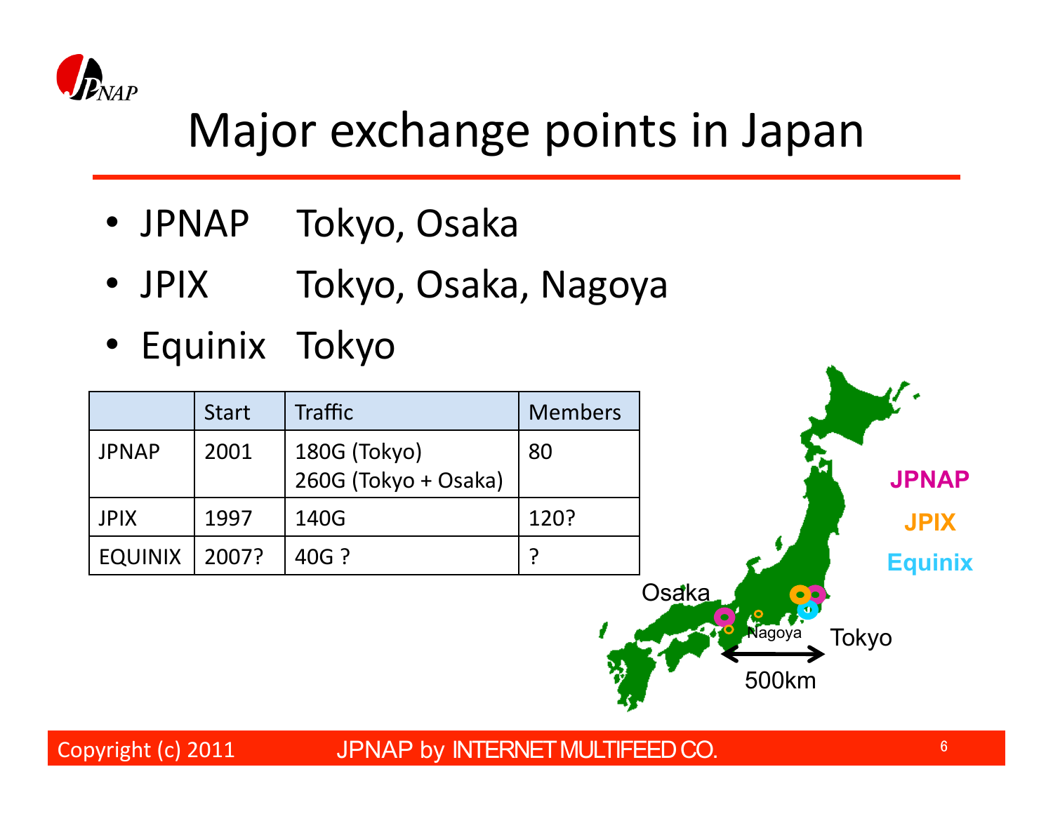# Major exchange points in Japan

- JPNAP Tokyo, Osaka
- JPIX Tokyo, Osaka, Nagoya
- Equinix Tokyo

| | Start | Traffic | Members |
|---|---|---|---|
| JPNAP | 2001 | 180G (Tokyo)<br>260G (Tokyo + Osaka) | 80 |
| JPIX | 1997 | 140G | 120? |
| EQUINIX | 2007? | 40G ? | ? |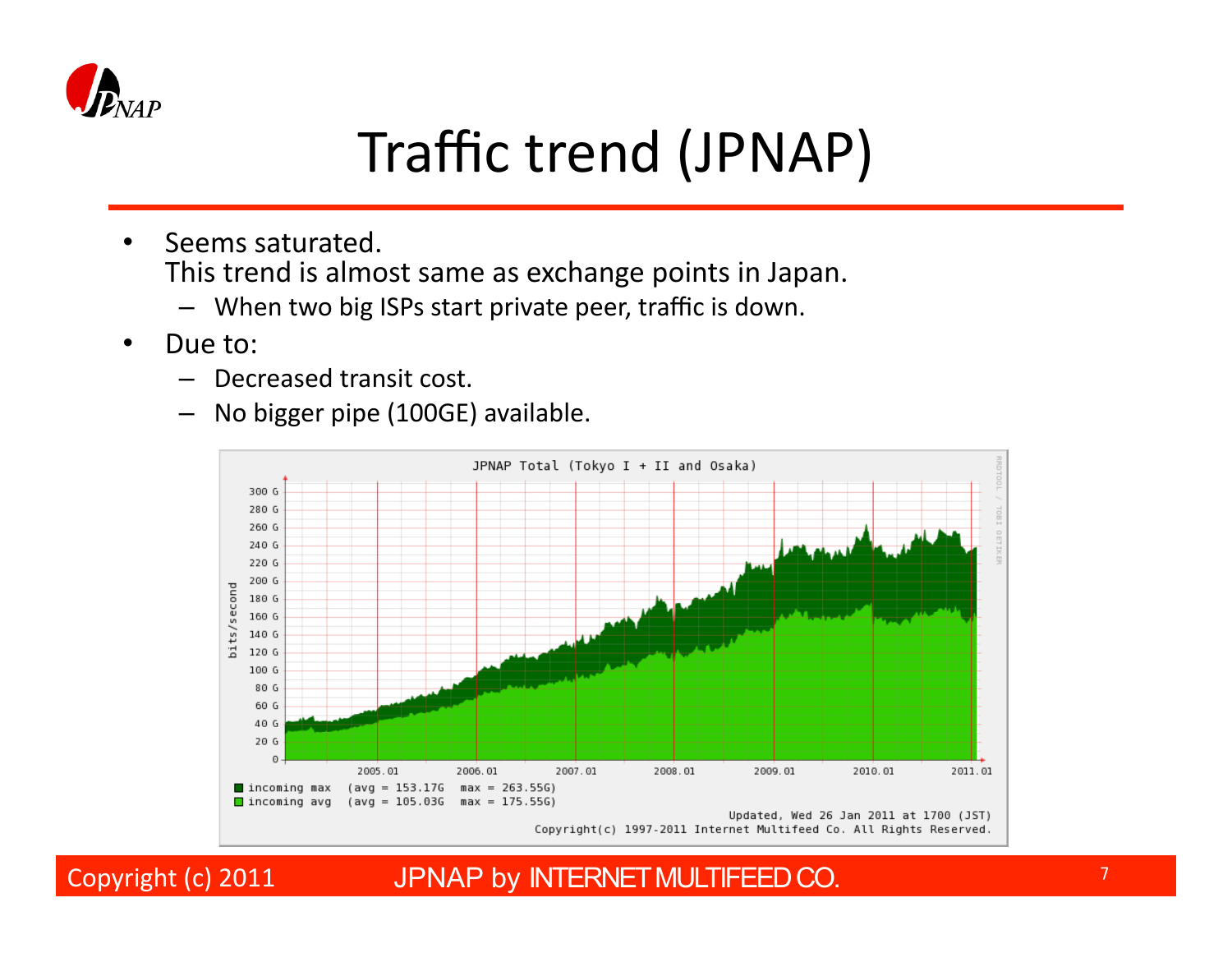# Traffic trend (JPNAP)

- Seems saturated.
  This trend is almost same as exchange points in Japan.
  - When two big ISPs start private peer, traffic is down.
- Due to:
  - Decreased transit cost.
  - No bigger pipe (100GE) available.

JPNAP Total (Tokyo I + II and Osaka)

- incoming max (avg = 153.17G max = 263.55G)
- incoming avg (avg = 105.03G max = 175.55G)

Updated, Wed 26 Jan 2011 at 1700 (JST)
Copyright(c) 1997-2011 Internet Multifeed Co. All Rights Reserved.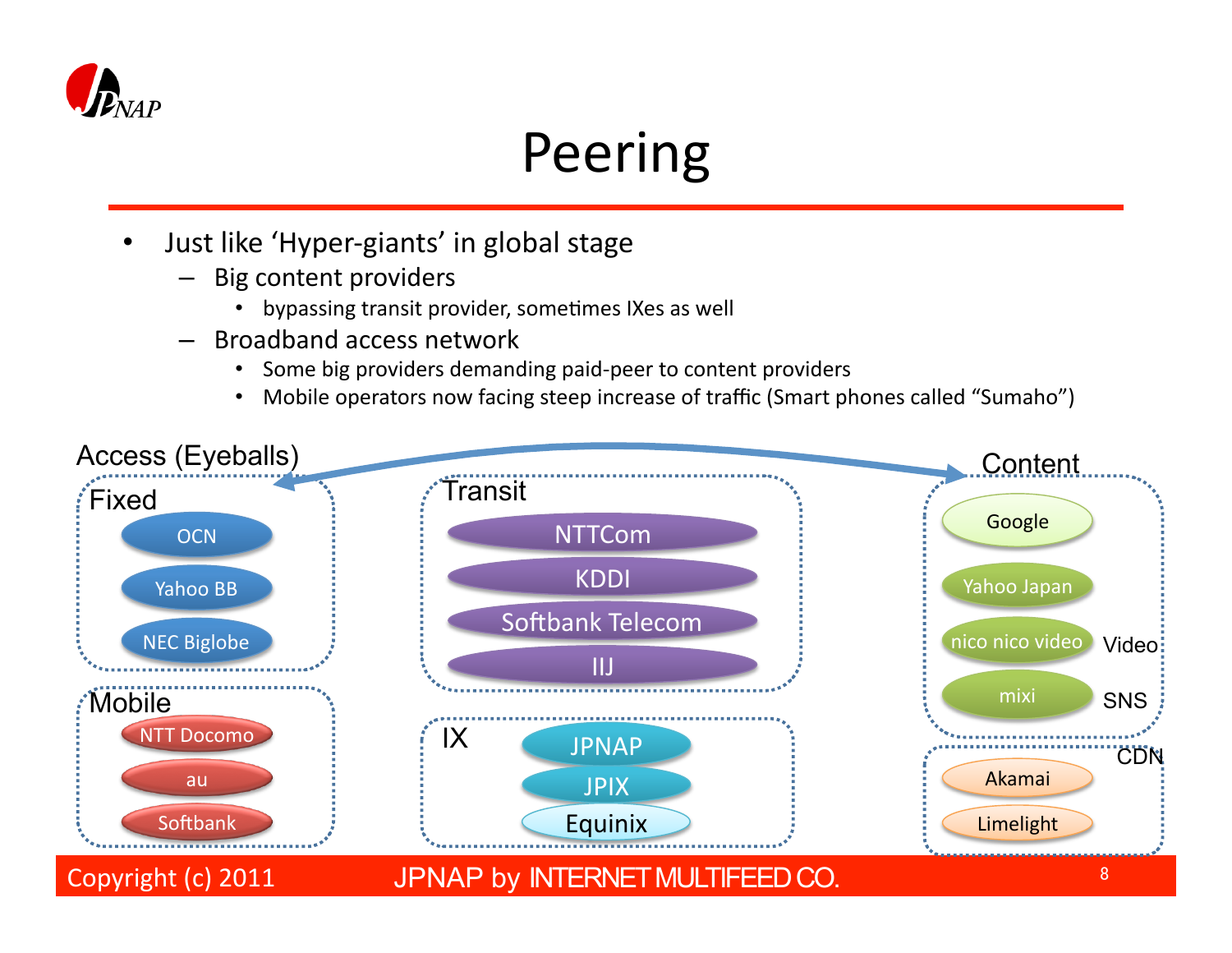# Peering

- Just like 'Hyper-giants' in global stage
  - Big content providers
    - bypassing transit provider, sometimes IXes as well
  - Broadband access network
    - Some big providers demanding paid-peer to content providers
    - Mobile operators now facing steep increase of traffic (Smart phones called "Sumaho")

Access (Eyeballs)

Fixed
- OCN
- Yahoo BB
- NEC Biglobe

Mobile
- NTT Docomo
- au
- Softbank

Transit
- NTTCom
- KDDI
- Softbank Telecom
- IIJ

IX
- JPNAP
- JPIX
- Equinix

Content
- Google
- Yahoo Japan
- nico nico video (Video)
- mixi (SNS)

CDN
- Akamai
- Limelight

Copyright (c) 2011 JPNAP by INTERNET MULTIFEED CO.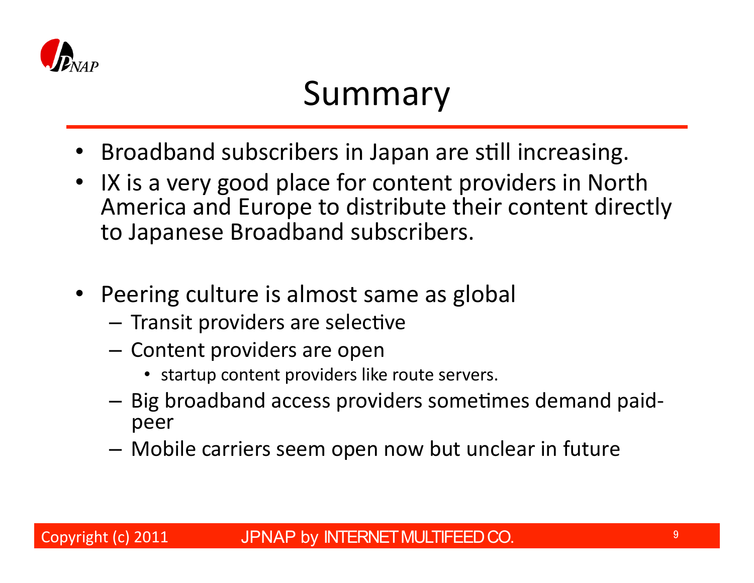# Summary

- Broadband subscribers in Japan are still increasing.
- IX is a very good place for content providers in North America and Europe to distribute their content directly to Japanese Broadband subscribers.

- Peering culture is almost same as global
  - Transit providers are selective
  - Content providers are open
    - startup content providers like route servers.
  - Big broadband access providers sometimes demand paid-peer
  - Mobile carriers seem open now but unclear in future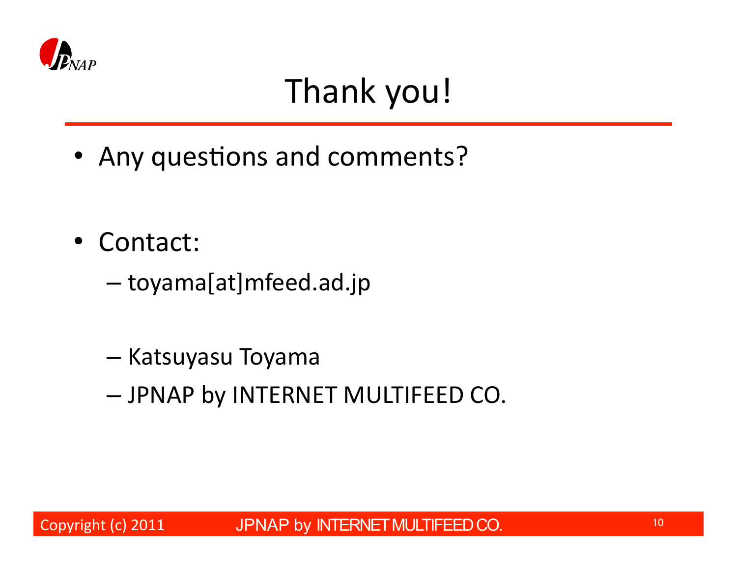# Thank you!

- Any questions and comments?

- Contact:
  - toyama[at]mfeed.ad.jp
  - Katsuyasu Toyama
  - JPNAP by INTERNET MULTIFEED CO.